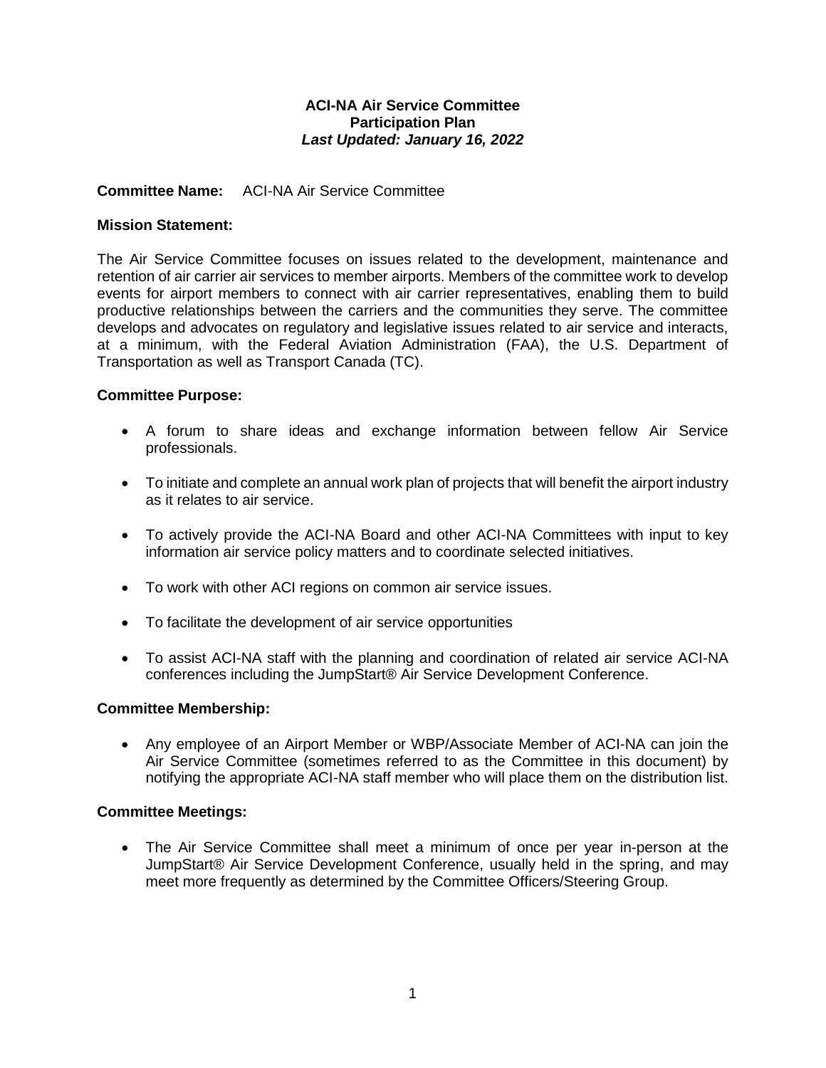**ACI-NA Air Service Committee**
**Participation Plan**
***Last Updated: January 16, 2022***

**Committee Name:** ACI-NA Air Service Committee

**Mission Statement:**

The Air Service Committee focuses on issues related to the development, maintenance and retention of air carrier air services to member airports. Members of the committee work to develop events for airport members to connect with air carrier representatives, enabling them to build productive relationships between the carriers and the communities they serve. The committee develops and advocates on regulatory and legislative issues related to air service and interacts, at a minimum, with the Federal Aviation Administration (FAA), the U.S. Department of Transportation as well as Transport Canada (TC).

**Committee Purpose:**

- A forum to share ideas and exchange information between fellow Air Service professionals.
- To initiate and complete an annual work plan of projects that will benefit the airport industry as it relates to air service.
- To actively provide the ACI-NA Board and other ACI-NA Committees with input to key information air service policy matters and to coordinate selected initiatives.
- To work with other ACI regions on common air service issues.
- To facilitate the development of air service opportunities
- To assist ACI-NA staff with the planning and coordination of related air service ACI-NA conferences including the JumpStart® Air Service Development Conference.

**Committee Membership:**

- Any employee of an Airport Member or WBP/Associate Member of ACI-NA can join the Air Service Committee (sometimes referred to as the Committee in this document) by notifying the appropriate ACI-NA staff member who will place them on the distribution list.

**Committee Meetings:**

- The Air Service Committee shall meet a minimum of once per year in-person at the JumpStart® Air Service Development Conference, usually held in the spring, and may meet more frequently as determined by the Committee Officers/Steering Group.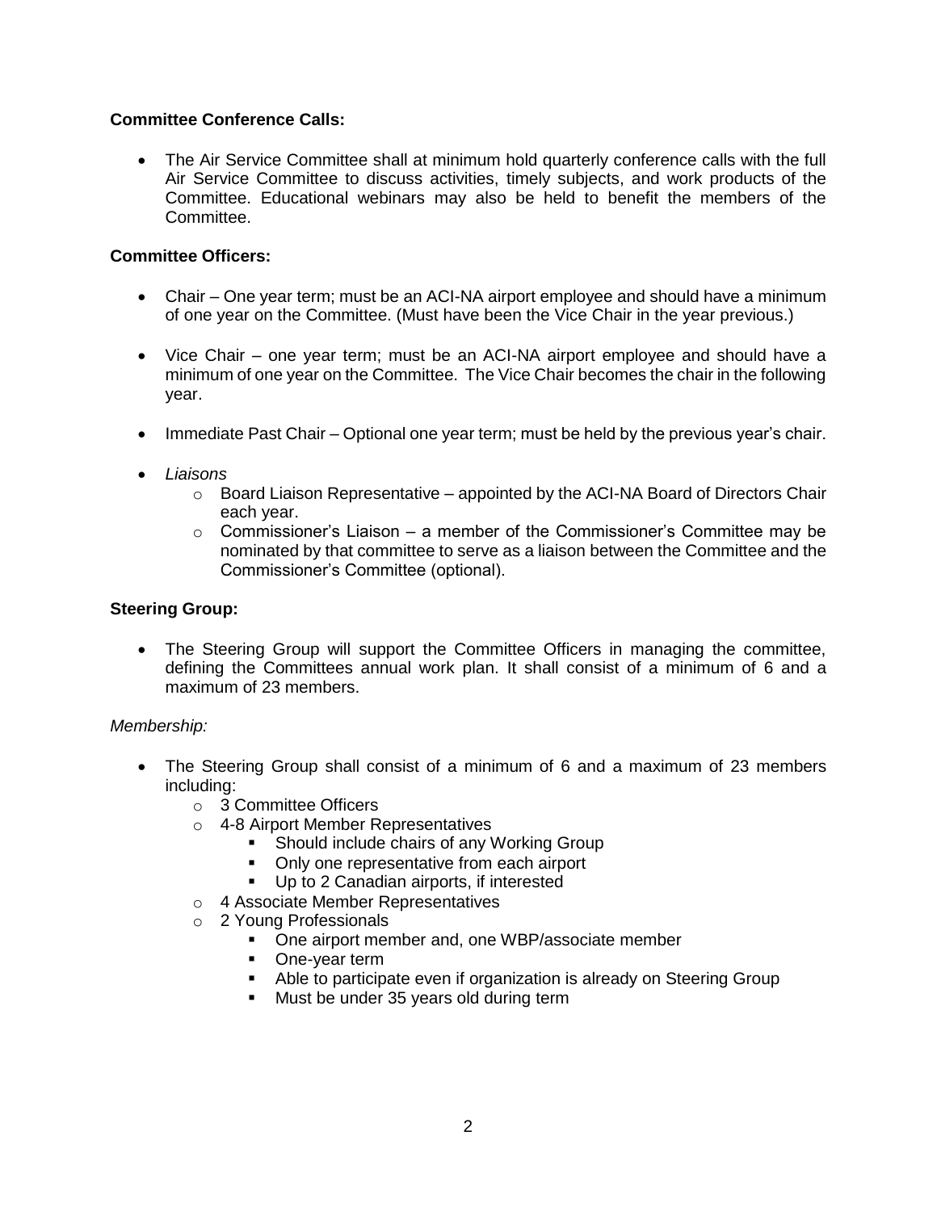**Committee Conference Calls:**

- The Air Service Committee shall at minimum hold quarterly conference calls with the full Air Service Committee to discuss activities, timely subjects, and work products of the Committee. Educational webinars may also be held to benefit the members of the Committee.

**Committee Officers:**

- Chair – One year term; must be an ACI-NA airport employee and should have a minimum of one year on the Committee. (Must have been the Vice Chair in the year previous.)

- Vice Chair – one year term; must be an ACI-NA airport employee and should have a minimum of one year on the Committee. The Vice Chair becomes the chair in the following year.

- Immediate Past Chair – Optional one year term; must be held by the previous year's chair.

- *Liaisons*
  - Board Liaison Representative – appointed by the ACI-NA Board of Directors Chair each year.
  - Commissioner's Liaison – a member of the Commissioner's Committee may be nominated by that committee to serve as a liaison between the Committee and the Commissioner's Committee (optional).

**Steering Group:**

- The Steering Group will support the Committee Officers in managing the committee, defining the Committees annual work plan. It shall consist of a minimum of 6 and a maximum of 23 members.

*Membership:*

- The Steering Group shall consist of a minimum of 6 and a maximum of 23 members including:
  - 3 Committee Officers
  - 4-8 Airport Member Representatives
    - Should include chairs of any Working Group
    - Only one representative from each airport
    - Up to 2 Canadian airports, if interested
  - 4 Associate Member Representatives
  - 2 Young Professionals
    - One airport member and, one WBP/associate member
    - One-year term
    - Able to participate even if organization is already on Steering Group
    - Must be under 35 years old during term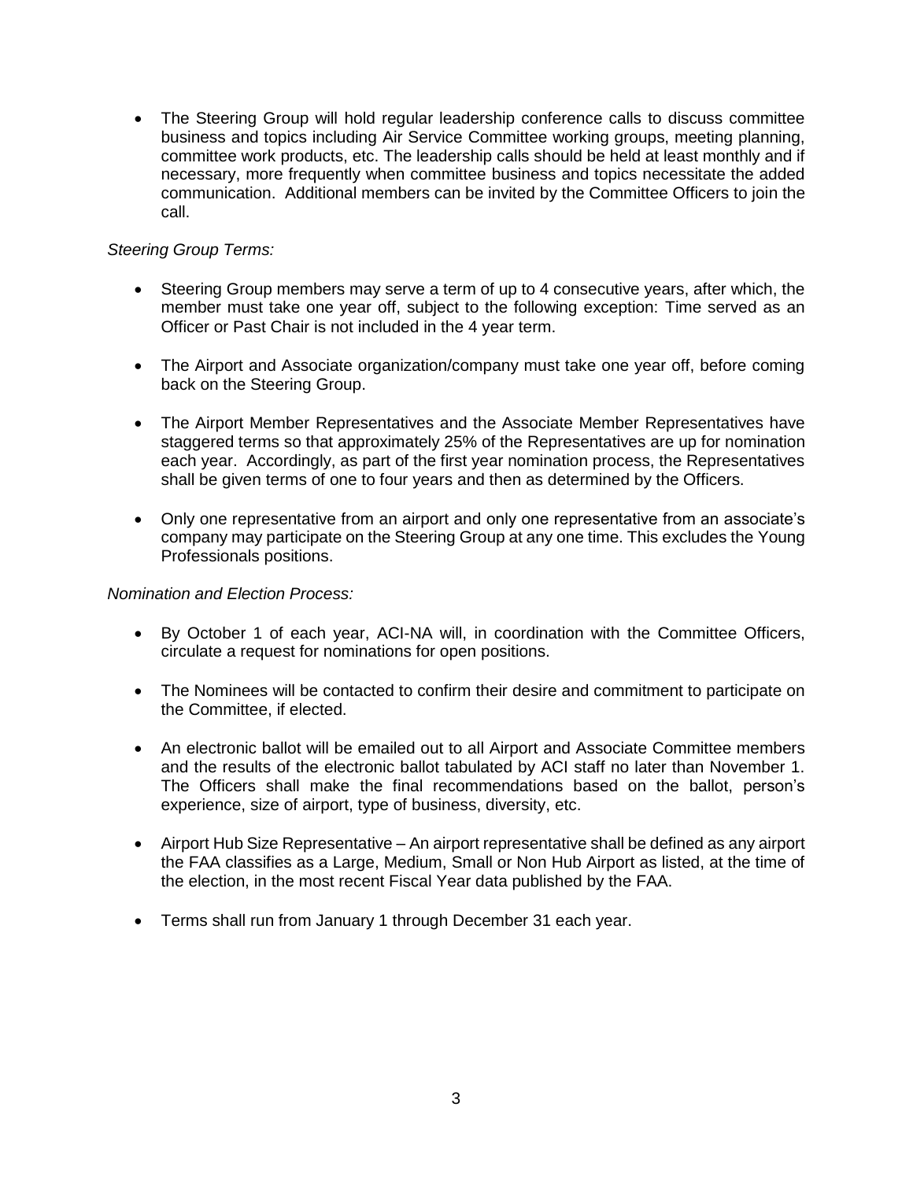- The Steering Group will hold regular leadership conference calls to discuss committee business and topics including Air Service Committee working groups, meeting planning, committee work products, etc. The leadership calls should be held at least monthly and if necessary, more frequently when committee business and topics necessitate the added communication. Additional members can be invited by the Committee Officers to join the call.

*Steering Group Terms:*

- Steering Group members may serve a term of up to 4 consecutive years, after which, the member must take one year off, subject to the following exception: Time served as an Officer or Past Chair is not included in the 4 year term.

- The Airport and Associate organization/company must take one year off, before coming back on the Steering Group.

- The Airport Member Representatives and the Associate Member Representatives have staggered terms so that approximately 25% of the Representatives are up for nomination each year. Accordingly, as part of the first year nomination process, the Representatives shall be given terms of one to four years and then as determined by the Officers.

- Only one representative from an airport and only one representative from an associate's company may participate on the Steering Group at any one time. This excludes the Young Professionals positions.

*Nomination and Election Process:*

- By October 1 of each year, ACI-NA will, in coordination with the Committee Officers, circulate a request for nominations for open positions.

- The Nominees will be contacted to confirm their desire and commitment to participate on the Committee, if elected.

- An electronic ballot will be emailed out to all Airport and Associate Committee members and the results of the electronic ballot tabulated by ACI staff no later than November 1. The Officers shall make the final recommendations based on the ballot, person's experience, size of airport, type of business, diversity, etc.

- Airport Hub Size Representative – An airport representative shall be defined as any airport the FAA classifies as a Large, Medium, Small or Non Hub Airport as listed, at the time of the election, in the most recent Fiscal Year data published by the FAA.

- Terms shall run from January 1 through December 31 each year.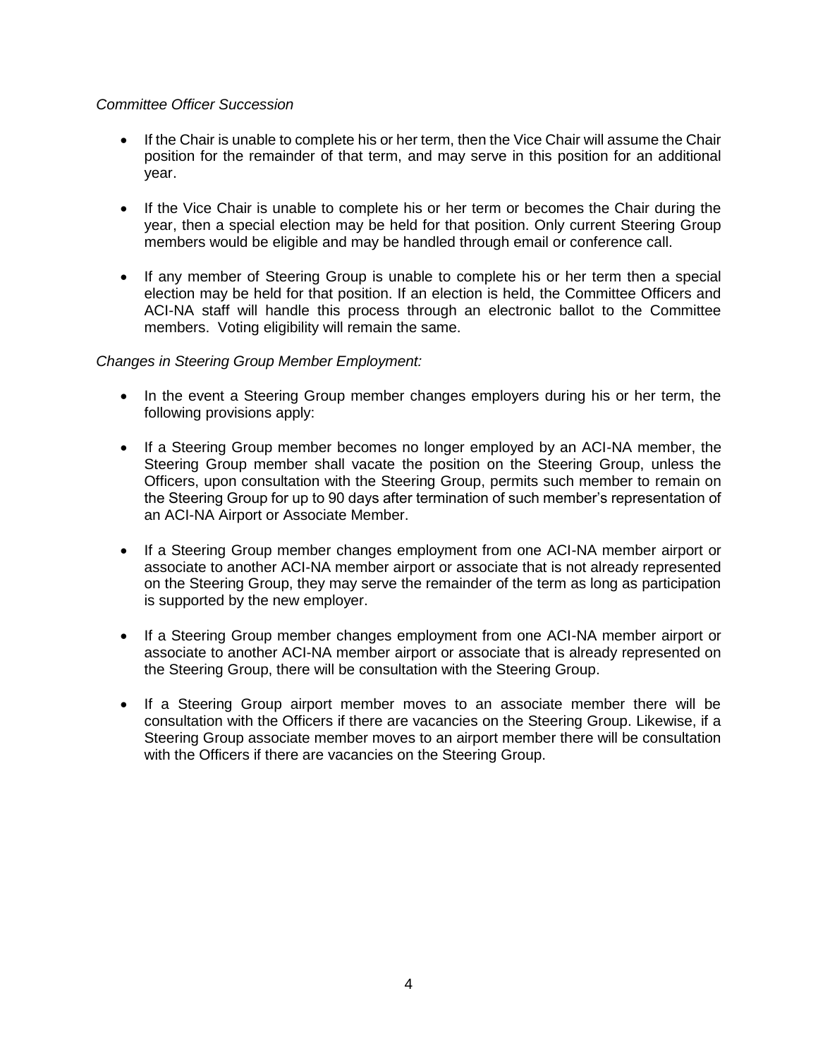*Committee Officer Succession*

- If the Chair is unable to complete his or her term, then the Vice Chair will assume the Chair position for the remainder of that term, and may serve in this position for an additional year.

- If the Vice Chair is unable to complete his or her term or becomes the Chair during the year, then a special election may be held for that position. Only current Steering Group members would be eligible and may be handled through email or conference call.

- If any member of Steering Group is unable to complete his or her term then a special election may be held for that position. If an election is held, the Committee Officers and ACI-NA staff will handle this process through an electronic ballot to the Committee members. Voting eligibility will remain the same.

*Changes in Steering Group Member Employment:*

- In the event a Steering Group member changes employers during his or her term, the following provisions apply:

- If a Steering Group member becomes no longer employed by an ACI-NA member, the Steering Group member shall vacate the position on the Steering Group, unless the Officers, upon consultation with the Steering Group, permits such member to remain on the Steering Group for up to 90 days after termination of such member's representation of an ACI-NA Airport or Associate Member.

- If a Steering Group member changes employment from one ACI-NA member airport or associate to another ACI-NA member airport or associate that is not already represented on the Steering Group, they may serve the remainder of the term as long as participation is supported by the new employer.

- If a Steering Group member changes employment from one ACI-NA member airport or associate to another ACI-NA member airport or associate that is already represented on the Steering Group, there will be consultation with the Steering Group.

- If a Steering Group airport member moves to an associate member there will be consultation with the Officers if there are vacancies on the Steering Group. Likewise, if a Steering Group associate member moves to an airport member there will be consultation with the Officers if there are vacancies on the Steering Group.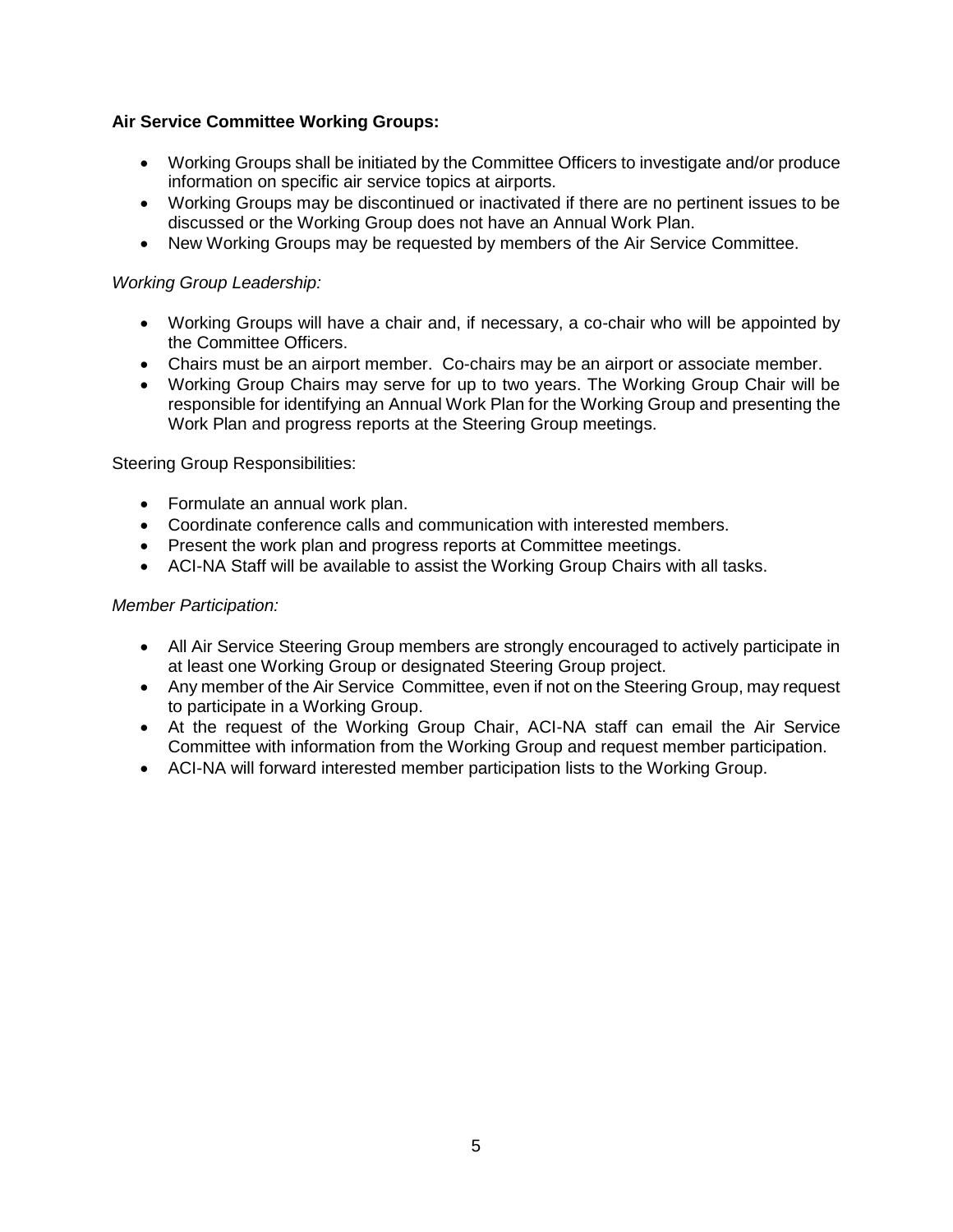**Air Service Committee Working Groups:**

- Working Groups shall be initiated by the Committee Officers to investigate and/or produce information on specific air service topics at airports.
- Working Groups may be discontinued or inactivated if there are no pertinent issues to be discussed or the Working Group does not have an Annual Work Plan.
- New Working Groups may be requested by members of the Air Service Committee.

*Working Group Leadership:*

- Working Groups will have a chair and, if necessary, a co-chair who will be appointed by the Committee Officers.
- Chairs must be an airport member. Co-chairs may be an airport or associate member.
- Working Group Chairs may serve for up to two years. The Working Group Chair will be responsible for identifying an Annual Work Plan for the Working Group and presenting the Work Plan and progress reports at the Steering Group meetings.

Steering Group Responsibilities:

- Formulate an annual work plan.
- Coordinate conference calls and communication with interested members.
- Present the work plan and progress reports at Committee meetings.
- ACI-NA Staff will be available to assist the Working Group Chairs with all tasks.

*Member Participation:*

- All Air Service Steering Group members are strongly encouraged to actively participate in at least one Working Group or designated Steering Group project.
- Any member of the Air Service Committee, even if not on the Steering Group, may request to participate in a Working Group.
- At the request of the Working Group Chair, ACI-NA staff can email the Air Service Committee with information from the Working Group and request member participation.
- ACI-NA will forward interested member participation lists to the Working Group.